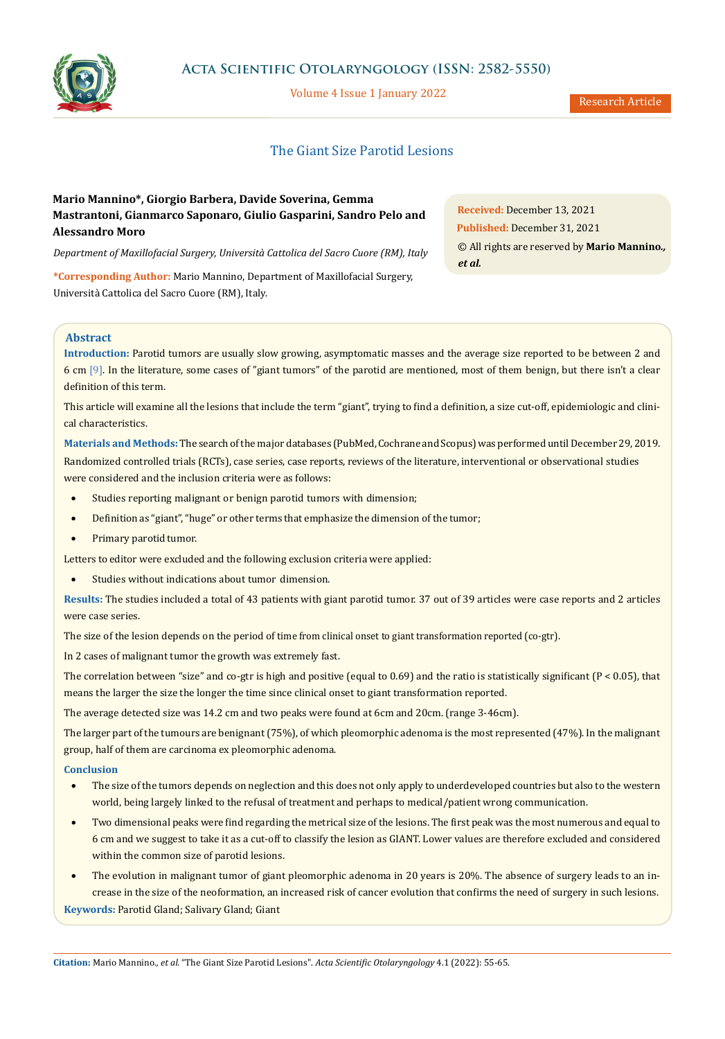# The Giant Size Parotid Lesions

**Mario Mannino\*, Giorgio Barbera, Davide Soverina, Gemma Mastrantoni, Gianmarco Saponaro, Giulio Gasparini, Sandro Pelo and Alessandro Moro**

*Department of Maxillofacial Surgery, Università Cattolica del Sacro Cuore (RM), Italy*

**\*Corresponding Author:** Mario Mannino, Department of Maxillofacial Surgery, Università Cattolica del Sacro Cuore (RM), Italy.

**Received:** December 13, 2021
**Published:** December 31, 2021
© All rights are reserved by **Mario Mannino., *et al.***

## Abstract

**Introduction:** Parotid tumors are usually slow growing, asymptomatic masses and the average size reported to be between 2 and 6 cm [9]. In the literature, some cases of "giant tumors" of the parotid are mentioned, most of them benign, but there isn't a clear definition of this term.

This article will examine all the lesions that include the term "giant", trying to find a definition, a size cut-off, epidemiologic and clinical characteristics.

**Materials and Methods:** The search of the major databases (PubMed, Cochrane and Scopus) was performed until December 29, 2019. Randomized controlled trials (RCTs), case series, case reports, reviews of the literature, interventional or observational studies were considered and the inclusion criteria were as follows:

- Studies reporting malignant or benign parotid tumors with dimension;
- Definition as "giant", "huge" or other terms that emphasize the dimension of the tumor;
- Primary parotid tumor.

Letters to editor were excluded and the following exclusion criteria were applied:

- Studies without indications about tumor dimension.

**Results:** The studies included a total of 43 patients with giant parotid tumor. 37 out of 39 articles were case reports and 2 articles were case series.

The size of the lesion depends on the period of time from clinical onset to giant transformation reported (co-gtr).

In 2 cases of malignant tumor the growth was extremely fast.

The correlation between "size" and co-gtr is high and positive (equal to 0.69) and the ratio is statistically significant ($P < 0.05$), that means the larger the size the longer the time since clinical onset to giant transformation reported.

The average detected size was 14.2 cm and two peaks were found at 6cm and 20cm. (range 3-46cm).

The larger part of the tumours are benignant (75%), of which pleomorphic adenoma is the most represented (47%). In the malignant group, half of them are carcinoma ex pleomorphic adenoma.

**Conclusion**

- The size of the tumors depends on neglection and this does not only apply to underdeveloped countries but also to the western world, being largely linked to the refusal of treatment and perhaps to medical/patient wrong communication.
- Two dimensional peaks were find regarding the metrical size of the lesions. The first peak was the most numerous and equal to 6 cm and we suggest to take it as a cut-off to classify the lesion as GIANT. Lower values are therefore excluded and considered within the common size of parotid lesions.
- The evolution in malignant tumor of giant pleomorphic adenoma in 20 years is 20%. The absence of surgery leads to an increase in the size of the neoformation, an increased risk of cancer evolution that confirms the need of surgery in such lesions.

**Keywords:** Parotid Gland; Salivary Gland; Giant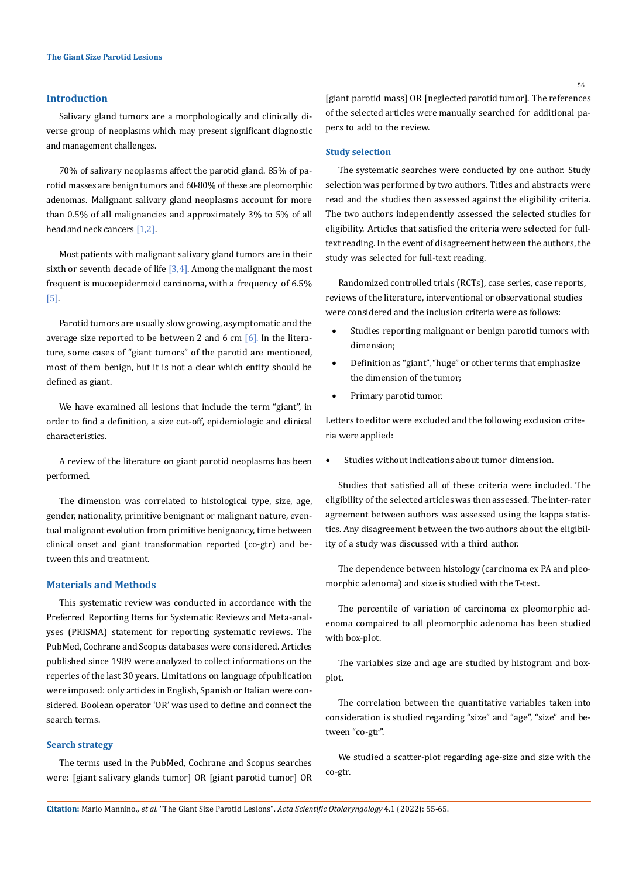## Introduction

Salivary gland tumors are a morphologically and clinically diverse group of neoplasms which may present significant diagnostic and management challenges.

70% of salivary neoplasms affect the parotid gland. 85% of parotid masses are benign tumors and 60-80% of these are pleomorphic adenomas. Malignant salivary gland neoplasms account for more than 0.5% of all malignancies and approximately 3% to 5% of all head and neck cancers [1,2].

Most patients with malignant salivary gland tumors are in their sixth or seventh decade of life [3,4]. Among the malignant the most frequent is mucoepidermoid carcinoma, with a frequency of 6.5% [5].

Parotid tumors are usually slow growing, asymptomatic and the average size reported to be between 2 and 6 cm [6]. In the literature, some cases of "giant tumors" of the parotid are mentioned, most of them benign, but it is not a clear which entity should be defined as giant.

We have examined all lesions that include the term "giant", in order to find a definition, a size cut-off, epidemiologic and clinical characteristics.

A review of the literature on giant parotid neoplasms has been performed.

The dimension was correlated to histological type, size, age, gender, nationality, primitive benignant or malignant nature, eventual malignant evolution from primitive benignancy, time between clinical onset and giant transformation reported (co-gtr) and between this and treatment.

## Materials and Methods

This systematic review was conducted in accordance with the Preferred Reporting Items for Systematic Reviews and Meta-analyses (PRISMA) statement for reporting systematic reviews. The PubMed, Cochrane and Scopus databases were considered. Articles published since 1989 were analyzed to collect informations on the reperies of the last 30 years. Limitations on language of publication were imposed: only articles in English, Spanish or Italian were considered. Boolean operator 'OR' was used to define and connect the search terms.

### Search strategy

The terms used in the PubMed, Cochrane and Scopus searches were: [giant salivary glands tumor] OR [giant parotid tumor] OR [giant parotid mass] OR [neglected parotid tumor]. The references of the selected articles were manually searched for additional papers to add to the review.

### Study selection

The systematic searches were conducted by one author. Study selection was performed by two authors. Titles and abstracts were read and the studies then assessed against the eligibility criteria. The two authors independently assessed the selected studies for eligibility. Articles that satisfied the criteria were selected for full-text reading. In the event of disagreement between the authors, the study was selected for full-text reading.

Randomized controlled trials (RCTs), case series, case reports, reviews of the literature, interventional or observational studies were considered and the inclusion criteria were as follows:

- Studies reporting malignant or benign parotid tumors with dimension;
- Definition as "giant", "huge" or other terms that emphasize the dimension of the tumor;
- Primary parotid tumor.

Letters to editor were excluded and the following exclusion criteria were applied:

- Studies without indications about tumor dimension.

Studies that satisfied all of these criteria were included. The eligibility of the selected articles was then assessed. The inter-rater agreement between authors was assessed using the kappa statistics. Any disagreement between the two authors about the eligibility of a study was discussed with a third author.

The dependence between histology (carcinoma ex PA and pleomorphic adenoma) and size is studied with the T-test.

The percentile of variation of carcinoma ex pleomorphic adenoma compaired to all pleomorphic adenoma has been studied with box-plot.

The variables size and age are studied by histogram and box-plot.

The correlation between the quantitative variables taken into consideration is studied regarding "size" and "age", "size" and between "co-gtr".

We studied a scatter-plot regarding age-size and size with the co-gtr.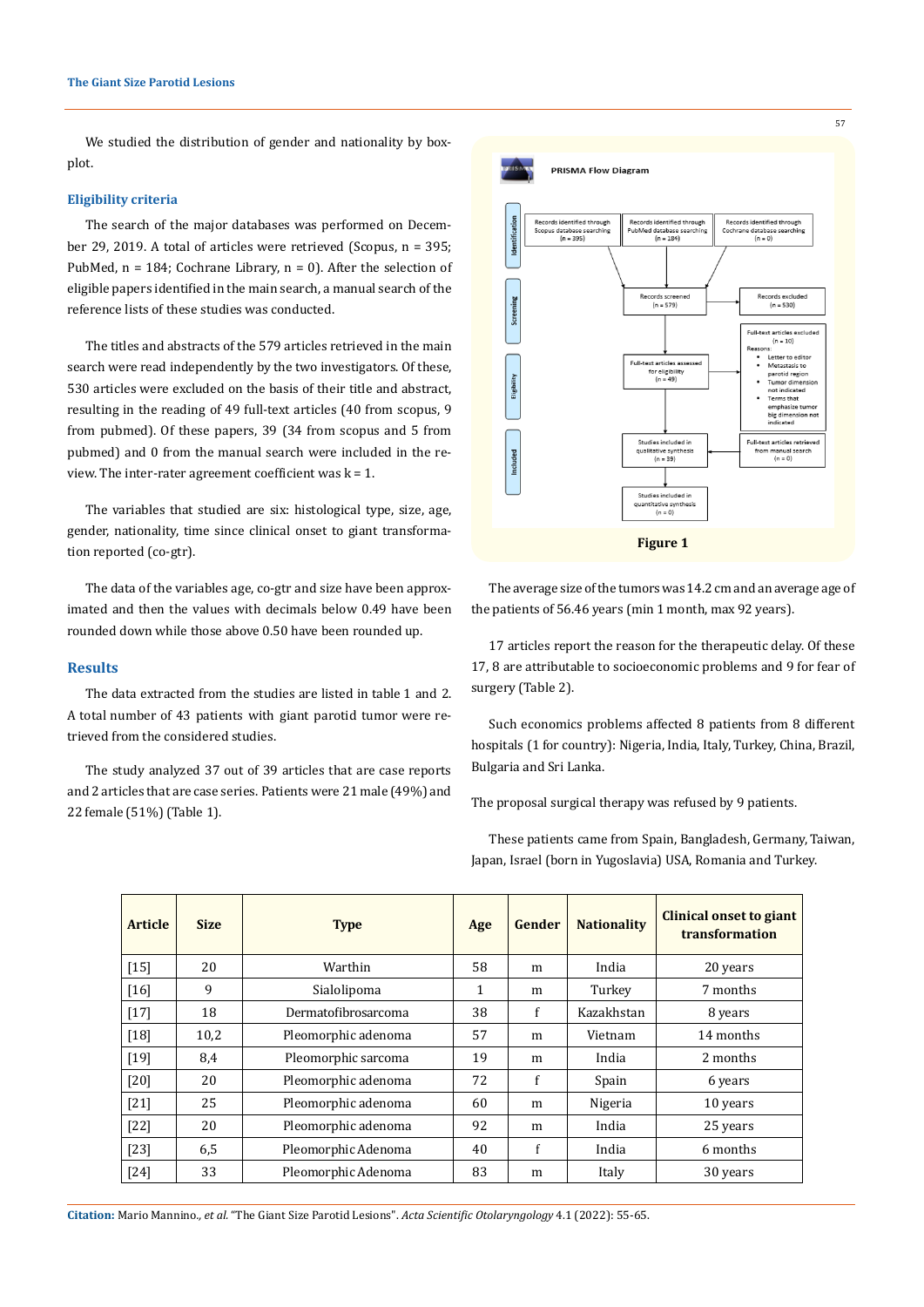We studied the distribution of gender and nationality by box-plot.

## Eligibility criteria

The search of the major databases was performed on December 29, 2019. A total of articles were retrieved (Scopus, n = 395; PubMed, n = 184; Cochrane Library, n = 0). After the selection of eligible papers identified in the main search, a manual search of the reference lists of these studies was conducted.

The titles and abstracts of the 579 articles retrieved in the main search were read independently by the two investigators. Of these, 530 articles were excluded on the basis of their title and abstract, resulting in the reading of 49 full-text articles (40 from scopus, 9 from pubmed). Of these papers, 39 (34 from scopus and 5 from pubmed) and 0 from the manual search were included in the review. The inter-rater agreement coefficient was k = 1.

The variables that studied are six: histological type, size, age, gender, nationality, time since clinical onset to giant transformation reported (co-gtr).

The data of the variables age, co-gtr and size have been approximated and then the values with decimals below 0.49 have been rounded down while those above 0.50 have been rounded up.

## Results

The data extracted from the studies are listed in table 1 and 2. A total number of 43 patients with giant parotid tumor were retrieved from the considered studies.

The study analyzed 37 out of 39 articles that are case reports and 2 articles that are case series. Patients were 21 male (49%) and 22 female (51%) (Table 1).

PRISMA Flow Diagram

- Identification: Records identified through Scopus database searching (n = 395); Records identified through PubMed database searching (n = 184); Records identified through Cochrane database searching (n = 0)
- Screening: Records screened (n = 579) → Records excluded (n = 530)
- Eligibility: Full-text articles assessed for eligibility (n = 49) → Full-text articles excluded (n = 10). Reasons: Letter to editor; Metastasis to parotid region; Tumor dimension not indicated; Terms that emphasize tumor big dimension not indicated
- Included: Studies included in qualitative synthesis (n = 39) ← Full-text articles retrieved from manual search (n = 0); Studies included in quantitative synthesis (n = 0)

**Figure 1**

The average size of the tumors was 14.2 cm and an average age of the patients of 56.46 years (min 1 month, max 92 years).

17 articles report the reason for the therapeutic delay. Of these 17, 8 are attributable to socioeconomic problems and 9 for fear of surgery (Table 2).

Such economics problems affected 8 patients from 8 different hospitals (1 for country): Nigeria, India, Italy, Turkey, China, Brazil, Bulgaria and Sri Lanka.

The proposal surgical therapy was refused by 9 patients.

These patients came from Spain, Bangladesh, Germany, Taiwan, Japan, Israel (born in Yugoslavia) USA, Romania and Turkey.

| Article | Size | Type | Age | Gender | Nationality | Clinical onset to giant transformation |
|---|---|---|---|---|---|---|
| [15] | 20 | Warthin | 58 | m | India | 20 years |
| [16] | 9 | Sialolipoma | 1 | m | Turkey | 7 months |
| [17] | 18 | Dermatofibrosarcoma | 38 | f | Kazakhstan | 8 years |
| [18] | 10,2 | Pleomorphic adenoma | 57 | m | Vietnam | 14 months |
| [19] | 8,4 | Pleomorphic sarcoma | 19 | m | India | 2 months |
| [20] | 20 | Pleomorphic adenoma | 72 | f | Spain | 6 years |
| [21] | 25 | Pleomorphic adenoma | 60 | m | Nigeria | 10 years |
| [22] | 20 | Pleomorphic adenoma | 92 | m | India | 25 years |
| [23] | 6,5 | Pleomorphic Adenoma | 40 | f | India | 6 months |
| [24] | 33 | Pleomorphic Adenoma | 83 | m | Italy | 30 years |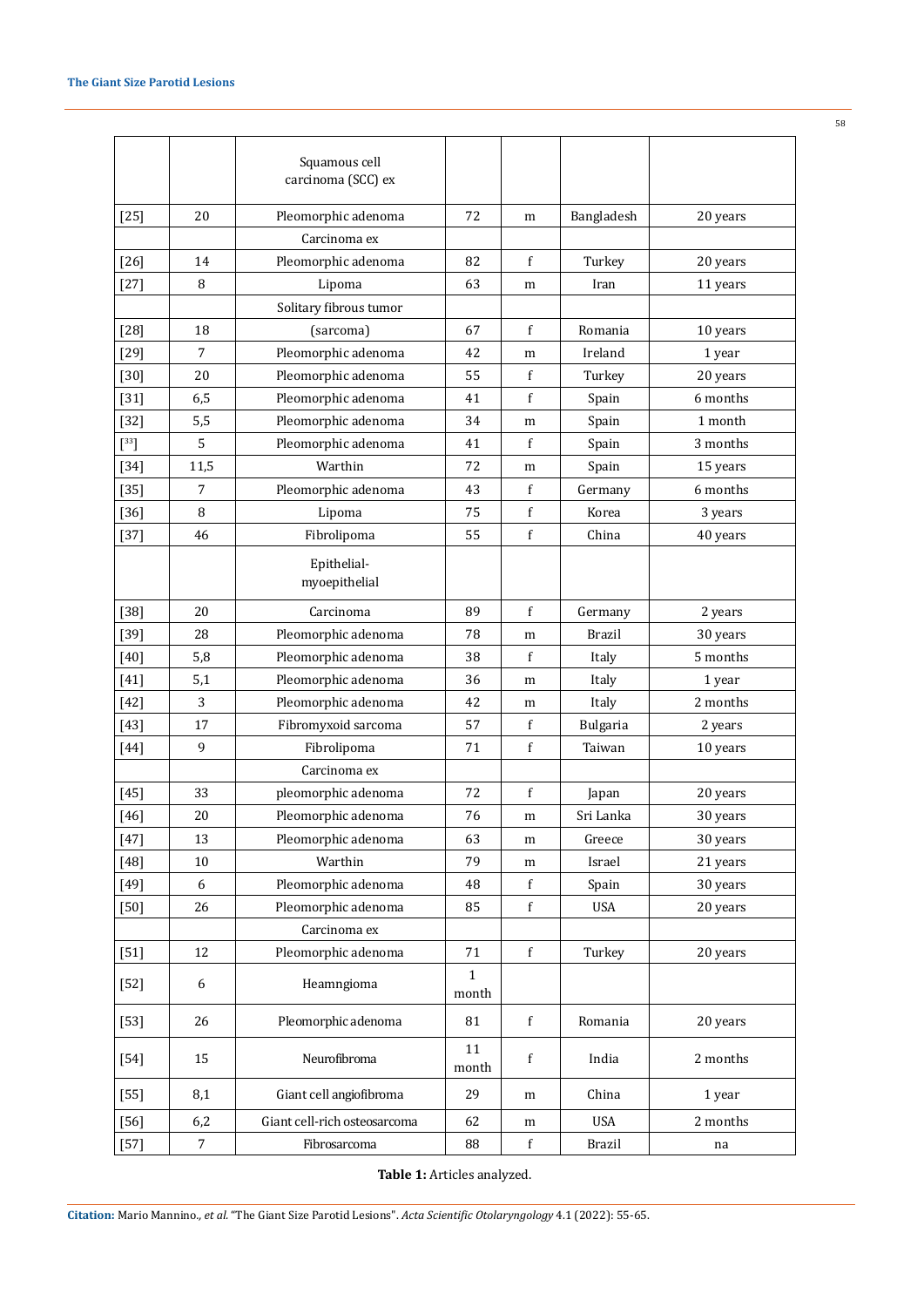| | | Squamous cell carcinoma (SCC) ex | | | | |
|---|---|---|---|---|---|---|
| [25] | 20 | Pleomorphic adenoma | 72 | m | Bangladesh | 20 years |
| | | Carcinoma ex | | | | |
| [26] | 14 | Pleomorphic adenoma | 82 | f | Turkey | 20 years |
| [27] | 8 | Lipoma | 63 | m | Iran | 11 years |
| | | Solitary fibrous tumor | | | | |
| [28] | 18 | (sarcoma) | 67 | f | Romania | 10 years |
| [29] | 7 | Pleomorphic adenoma | 42 | m | Ireland | 1 year |
| [30] | 20 | Pleomorphic adenoma | 55 | f | Turkey | 20 years |
| [31] | 6,5 | Pleomorphic adenoma | 41 | f | Spain | 6 months |
| [32] | 5,5 | Pleomorphic adenoma | 34 | m | Spain | 1 month |
| [33] | 5 | Pleomorphic adenoma | 41 | f | Spain | 3 months |
| [34] | 11,5 | Warthin | 72 | m | Spain | 15 years |
| [35] | 7 | Pleomorphic adenoma | 43 | f | Germany | 6 months |
| [36] | 8 | Lipoma | 75 | f | Korea | 3 years |
| [37] | 46 | Fibrolipoma | 55 | f | China | 40 years |
| | | Epithelial-myoepithelial | | | | |
| [38] | 20 | Carcinoma | 89 | f | Germany | 2 years |
| [39] | 28 | Pleomorphic adenoma | 78 | m | Brazil | 30 years |
| [40] | 5,8 | Pleomorphic adenoma | 38 | f | Italy | 5 months |
| [41] | 5,1 | Pleomorphic adenoma | 36 | m | Italy | 1 year |
| [42] | 3 | Pleomorphic adenoma | 42 | m | Italy | 2 months |
| [43] | 17 | Fibromyxoid sarcoma | 57 | f | Bulgaria | 2 years |
| [44] | 9 | Fibrolipoma | 71 | f | Taiwan | 10 years |
| | | Carcinoma ex | | | | |
| [45] | 33 | pleomorphic adenoma | 72 | f | Japan | 20 years |
| [46] | 20 | Pleomorphic adenoma | 76 | m | Sri Lanka | 30 years |
| [47] | 13 | Pleomorphic adenoma | 63 | m | Greece | 30 years |
| [48] | 10 | Warthin | 79 | m | Israel | 21 years |
| [49] | 6 | Pleomorphic adenoma | 48 | f | Spain | 30 years |
| [50] | 26 | Pleomorphic adenoma | 85 | f | USA | 20 years |
| | | Carcinoma ex | | | | |
| [51] | 12 | Pleomorphic adenoma | 71 | f | Turkey | 20 years |
| [52] | 6 | Heamngioma | 1 month | | | |
| [53] | 26 | Pleomorphic adenoma | 81 | f | Romania | 20 years |
| [54] | 15 | Neurofibroma | 11 month | f | India | 2 months |
| [55] | 8,1 | Giant cell angiofibroma | 29 | m | China | 1 year |
| [56] | 6,2 | Giant cell-rich osteosarcoma | 62 | m | USA | 2 months |
| [57] | 7 | Fibrosarcoma | 88 | f | Brazil | na |

**Table 1:** Articles analyzed.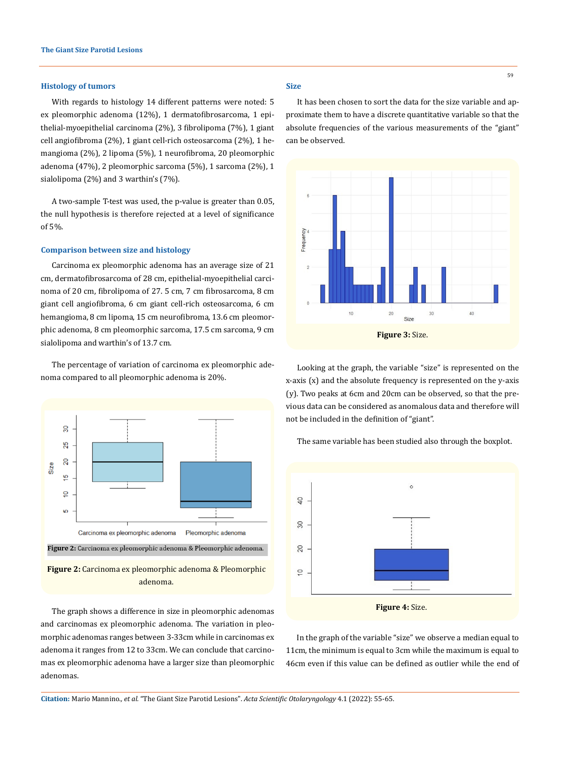### Histology of tumors

With regards to histology 14 different patterns were noted: 5 ex pleomorphic adenoma (12%), 1 dermatofibrosarcoma, 1 epithelial-myoepithelial carcinoma (2%), 3 fibrolipoma (7%), 1 giant cell angiofibroma (2%), 1 giant cell-rich osteosarcoma (2%), 1 hemangioma (2%), 2 lipoma (5%), 1 neurofibroma, 20 pleomorphic adenoma (47%), 2 pleomorphic sarcoma (5%), 1 sarcoma (2%), 1 sialolipoma (2%) and 3 warthin's (7%).

A two-sample T-test was used, the p-value is greater than 0.05, the null hypothesis is therefore rejected at a level of significance of 5%.

### Comparison between size and histology

Carcinoma ex pleomorphic adenoma has an average size of 21 cm, dermatofibrosarcoma of 28 cm, epithelial-myoepithelial carcinoma of 20 cm, fibrolipoma of 27. 5 cm, 7 cm fibrosarcoma, 8 cm giant cell angiofibroma, 6 cm giant cell-rich osteosarcoma, 6 cm hemangioma, 8 cm lipoma, 15 cm neurofibroma, 13.6 cm pleomorphic adenoma, 8 cm pleomorphic sarcoma, 17.5 cm sarcoma, 9 cm sialolipoma and warthin's of 13.7 cm.

The percentage of variation of carcinoma ex pleomorphic adenoma compared to all pleomorphic adenoma is 20%.

**Figure 2:** Carcinoma ex pleomorphic adenoma & Pleomorphic adenoma.

The graph shows a difference in size in pleomorphic adenomas and carcinomas ex pleomorphic adenoma. The variation in pleomorphic adenomas ranges between 3-33cm while in carcinomas ex adenoma it ranges from 12 to 33cm. We can conclude that carcinomas ex pleomorphic adenoma have a larger size than pleomorphic adenomas.

### Size

It has been chosen to sort the data for the size variable and approximate them to have a discrete quantitative variable so that the absolute frequencies of the various measurements of the "giant" can be observed.

**Figure 3:** Size.

Looking at the graph, the variable "size" is represented on the x-axis (x) and the absolute frequency is represented on the y-axis (y). Two peaks at 6cm and 20cm can be observed, so that the previous data can be considered as anomalous data and therefore will not be included in the definition of "giant".

The same variable has been studied also through the boxplot.

**Figure 4:** Size.

In the graph of the variable "size" we observe a median equal to 11cm, the minimum is equal to 3cm while the maximum is equal to 46cm even if this value can be defined as outlier while the end of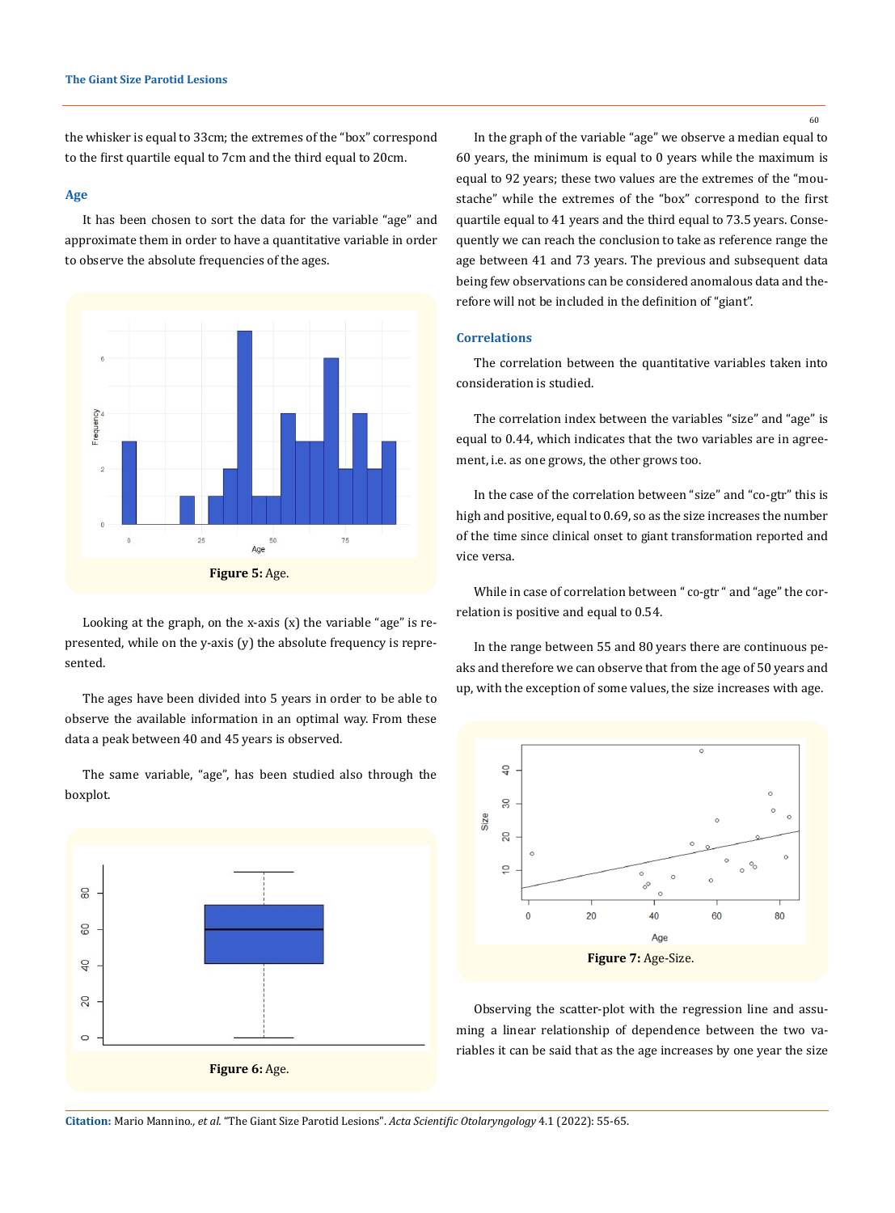the whisker is equal to 33cm; the extremes of the "box" correspond to the first quartile equal to 7cm and the third equal to 20cm.

### Age

It has been chosen to sort the data for the variable "age" and approximate them in order to have a quantitative variable in order to observe the absolute frequencies of the ages.

**Figure 5:** Age.

Looking at the graph, on the x-axis (x) the variable "age" is represented, while on the y-axis (y) the absolute frequency is represented.

The ages have been divided into 5 years in order to be able to observe the available information in an optimal way. From these data a peak between 40 and 45 years is observed.

The same variable, "age", has been studied also through the boxplot.

**Figure 6:** Age.

In the graph of the variable "age" we observe a median equal to 60 years, the minimum is equal to 0 years while the maximum is equal to 92 years; these two values are the extremes of the "moustache" while the extremes of the "box" correspond to the first quartile equal to 41 years and the third equal to 73.5 years. Consequently we can reach the conclusion to take as reference range the age between 41 and 73 years. The previous and subsequent data being few observations can be considered anomalous data and therefore will not be included in the definition of "giant".

### Correlations

The correlation between the quantitative variables taken into consideration is studied.

The correlation index between the variables "size" and "age" is equal to 0.44, which indicates that the two variables are in agreement, i.e. as one grows, the other grows too.

In the case of the correlation between "size" and "co-gtr" this is high and positive, equal to 0.69, so as the size increases the number of the time since clinical onset to giant transformation reported and vice versa.

While in case of correlation between " co-gtr " and "age" the correlation is positive and equal to 0.54.

In the range between 55 and 80 years there are continuous peaks and therefore we can observe that from the age of 50 years and up, with the exception of some values, the size increases with age.

**Figure 7:** Age-Size.

Observing the scatter-plot with the regression line and assuming a linear relationship of dependence between the two variables it can be said that as the age increases by one year the size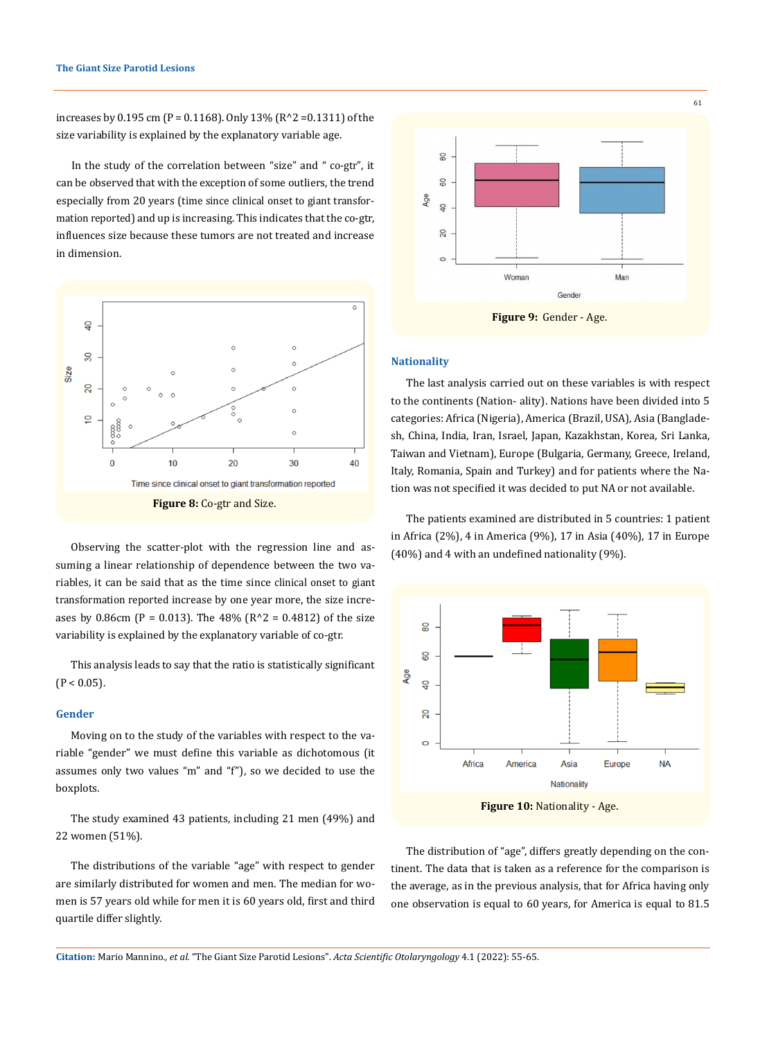increases by 0.195 cm (P = 0.1168). Only 13% ($R^2$ =0.1311) of the size variability is explained by the explanatory variable age.

In the study of the correlation between "size" and " co-gtr", it can be observed that with the exception of some outliers, the trend especially from 20 years (time since clinical onset to giant transformation reported) and up is increasing. This indicates that the co-gtr, influences size because these tumors are not treated and increase in dimension.

**Figure 8:** Co-gtr and Size.

Observing the scatter-plot with the regression line and assuming a linear relationship of dependence between the two variables, it can be said that as the time since clinical onset to giant transformation reported increase by one year more, the size increases by 0.86cm (P = 0.013). The 48% ($R^2$ = 0.4812) of the size variability is explained by the explanatory variable of co-gtr.

This analysis leads to say that the ratio is statistically significant ($P < 0.05$).

## Gender

Moving on to the study of the variables with respect to the variable "gender" we must define this variable as dichotomous (it assumes only two values "m" and "f"), so we decided to use the boxplots.

The study examined 43 patients, including 21 men (49%) and 22 women (51%).

The distributions of the variable "age" with respect to gender are similarly distributed for women and men. The median for women is 57 years old while for men it is 60 years old, first and third quartile differ slightly.

**Figure 9:** Gender - Age.

## Nationality

The last analysis carried out on these variables is with respect to the continents (Nation- ality). Nations have been divided into 5 categories: Africa (Nigeria), America (Brazil, USA), Asia (Bangladesh, China, India, Iran, Israel, Japan, Kazakhstan, Korea, Sri Lanka, Taiwan and Vietnam), Europe (Bulgaria, Germany, Greece, Ireland, Italy, Romania, Spain and Turkey) and for patients where the Nation was not specified it was decided to put NA or not available.

The patients examined are distributed in 5 countries: 1 patient in Africa (2%), 4 in America (9%), 17 in Asia (40%), 17 in Europe (40%) and 4 with an undefined nationality (9%).

**Figure 10:** Nationality - Age.

The distribution of "age", differs greatly depending on the continent. The data that is taken as a reference for the comparison is the average, as in the previous analysis, that for Africa having only one observation is equal to 60 years, for America is equal to 81.5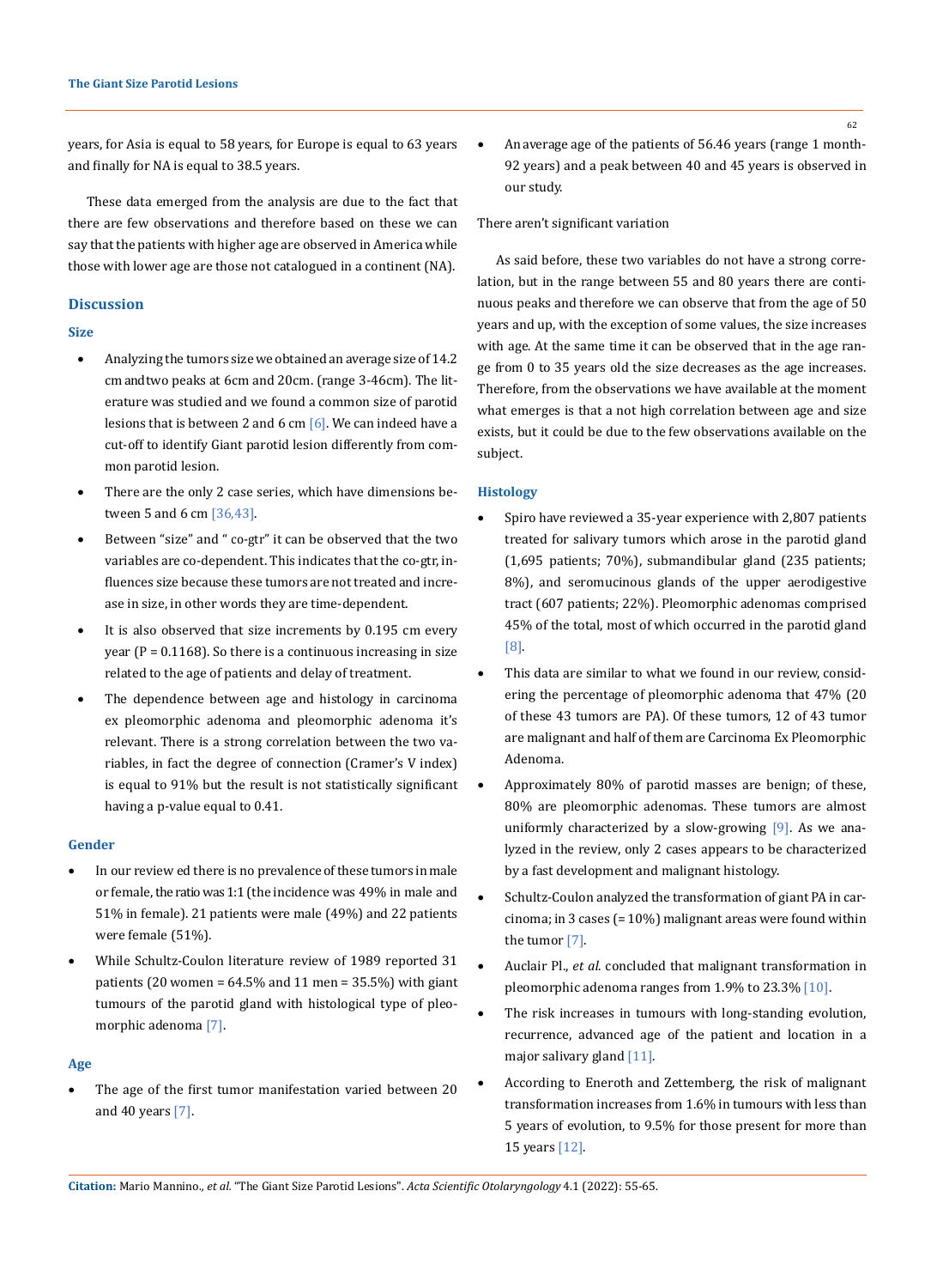years, for Asia is equal to 58 years, for Europe is equal to 63 years and finally for NA is equal to 38.5 years.

These data emerged from the analysis are due to the fact that there are few observations and therefore based on these we can say that the patients with higher age are observed in America while those with lower age are those not catalogued in a continent (NA).

## Discussion

### Size

- Analyzing the tumors size we obtained an average size of 14.2 cm and two peaks at 6cm and 20cm. (range 3-46cm). The literature was studied and we found a common size of parotid lesions that is between 2 and 6 cm [6]. We can indeed have a cut-off to identify Giant parotid lesion differently from common parotid lesion.
- There are the only 2 case series, which have dimensions between 5 and 6 cm [36,43].
- Between "size" and " co-gtr" it can be observed that the two variables are co-dependent. This indicates that the co-gtr, influences size because these tumors are not treated and increase in size, in other words they are time-dependent.
- It is also observed that size increments by 0.195 cm every year (P = 0.1168). So there is a continuous increasing in size related to the age of patients and delay of treatment.
- The dependence between age and histology in carcinoma ex pleomorphic adenoma and pleomorphic adenoma it's relevant. There is a strong correlation between the two variables, in fact the degree of connection (Cramer's V index) is equal to 91% but the result is not statistically significant having a p-value equal to 0.41.

### Gender

- In our review ed there is no prevalence of these tumors in male or female, the ratio was 1:1 (the incidence was 49% in male and 51% in female). 21 patients were male (49%) and 22 patients were female (51%).
- While Schultz-Coulon literature review of 1989 reported 31 patients (20 women = 64.5% and 11 men = 35.5%) with giant tumours of the parotid gland with histological type of pleomorphic adenoma [7].

### Age

- The age of the first tumor manifestation varied between 20 and 40 years [7].
- An average age of the patients of 56.46 years (range 1 month-92 years) and a peak between 40 and 45 years is observed in our study.

There aren't significant variation

As said before, these two variables do not have a strong correlation, but in the range between 55 and 80 years there are continuous peaks and therefore we can observe that from the age of 50 years and up, with the exception of some values, the size increases with age. At the same time it can be observed that in the age range from 0 to 35 years old the size decreases as the age increases. Therefore, from the observations we have available at the moment what emerges is that a not high correlation between age and size exists, but it could be due to the few observations available on the subject.

### Histology

- Spiro have reviewed a 35-year experience with 2,807 patients treated for salivary tumors which arose in the parotid gland (1,695 patients; 70%), submandibular gland (235 patients; 8%), and seromucinous glands of the upper aerodigestive tract (607 patients; 22%). Pleomorphic adenomas comprised 45% of the total, most of which occurred in the parotid gland [8].
- This data are similar to what we found in our review, considering the percentage of pleomorphic adenoma that 47% (20 of these 43 tumors are PA). Of these tumors, 12 of 43 tumor are malignant and half of them are Carcinoma Ex Pleomorphic Adenoma.
- Approximately 80% of parotid masses are benign; of these, 80% are pleomorphic adenomas. These tumors are almost uniformly characterized by a slow-growing [9]. As we analyzed in the review, only 2 cases appears to be characterized by a fast development and malignant histology.
- Schultz-Coulon analyzed the transformation of giant PA in carcinoma; in 3 cases (= 10%) malignant areas were found within the tumor [7].
- Auclair Pl., *et al.* concluded that malignant transformation in pleomorphic adenoma ranges from 1.9% to 23.3% [10].
- The risk increases in tumours with long-standing evolution, recurrence, advanced age of the patient and location in a major salivary gland [11].
- According to Eneroth and Zettemberg, the risk of malignant transformation increases from 1.6% in tumours with less than 5 years of evolution, to 9.5% for those present for more than 15 years [12].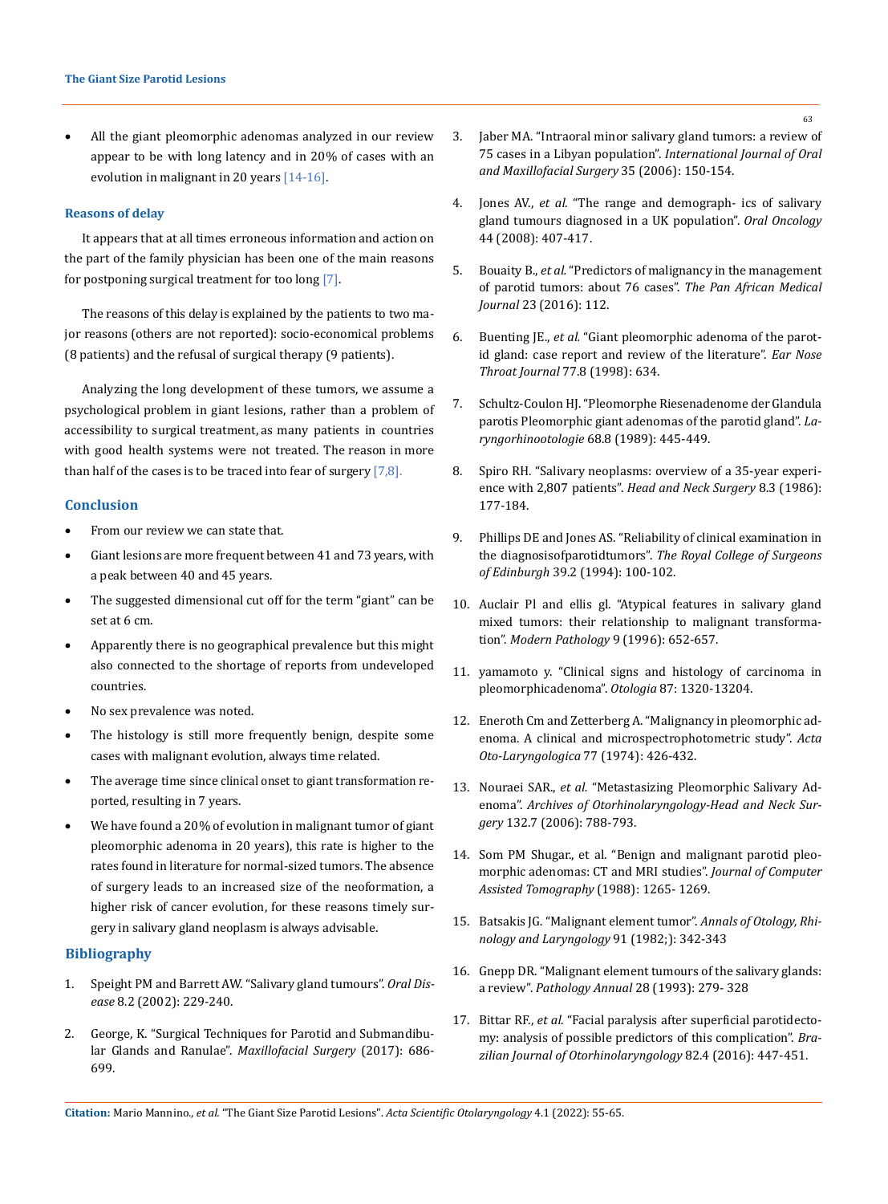- All the giant pleomorphic adenomas analyzed in our review appear to be with long latency and in 20% of cases with an evolution in malignant in 20 years [14-16].

### Reasons of delay

It appears that at all times erroneous information and action on the part of the family physician has been one of the main reasons for postponing surgical treatment for too long [7].

The reasons of this delay is explained by the patients to two major reasons (others are not reported): socio-economical problems (8 patients) and the refusal of surgical therapy (9 patients).

Analyzing the long development of these tumors, we assume a psychological problem in giant lesions, rather than a problem of accessibility to surgical treatment, as many patients in countries with good health systems were not treated. The reason in more than half of the cases is to be traced into fear of surgery [7,8].

### Conclusion

- From our review we can state that.
- Giant lesions are more frequent between 41 and 73 years, with a peak between 40 and 45 years.
- The suggested dimensional cut off for the term "giant" can be set at 6 cm.
- Apparently there is no geographical prevalence but this might also connected to the shortage of reports from undeveloped countries.
- No sex prevalence was noted.
- The histology is still more frequently benign, despite some cases with malignant evolution, always time related.
- The average time since clinical onset to giant transformation reported, resulting in 7 years.
- We have found a 20% of evolution in malignant tumor of giant pleomorphic adenoma in 20 years), this rate is higher to the rates found in literature for normal-sized tumors. The absence of surgery leads to an increased size of the neoformation, a higher risk of cancer evolution, for these reasons timely surgery in salivary gland neoplasm is always advisable.

### Bibliography

1. Speight PM and Barrett AW. "Salivary gland tumours". *Oral Disease* 8.2 (2002): 229-240.
2. George, K. "Surgical Techniques for Parotid and Submandibular Glands and Ranulae". *Maxillofacial Surgery* (2017): 686-699.
3. Jaber MA. "Intraoral minor salivary gland tumors: a review of 75 cases in a Libyan population". *International Journal of Oral and Maxillofacial Surgery* 35 (2006): 150-154.
4. Jones AV., *et al.* "The range and demograph- ics of salivary gland tumours diagnosed in a UK population". *Oral Oncology* 44 (2008): 407-417.
5. Bouaity B., *et al.* "Predictors of malignancy in the management of parotid tumors: about 76 cases". *The Pan African Medical Journal* 23 (2016): 112.
6. Buenting JE., *et al.* "Giant pleomorphic adenoma of the parotid gland: case report and review of the literature". *Ear Nose Throat Journal* 77.8 (1998): 634.
7. Schultz-Coulon HJ. "Pleomorphe Riesenadenome der Glandula parotis Pleomorphic giant adenomas of the parotid gland". *Laryngorhinootologie* 68.8 (1989): 445-449.
8. Spiro RH. "Salivary neoplasms: overview of a 35-year experience with 2,807 patients". *Head and Neck Surgery* 8.3 (1986): 177-184.
9. Phillips DE and Jones AS. "Reliability of clinical examination in the diagnosisofparotidtumors". *The Royal College of Surgeons of Edinburgh* 39.2 (1994): 100-102.
10. Auclair Pl and ellis gl. "Atypical features in salivary gland mixed tumors: their relationship to malignant transformation". *Modern Pathology* 9 (1996): 652-657.
11. yamamoto y. "Clinical signs and histology of carcinoma in pleomorphicadenoma". *Otologia* 87: 1320-13204.
12. Eneroth Cm and Zetterberg A. "Malignancy in pleomorphic adenoma. A clinical and microspectrophotometric study". *Acta Oto-Laryngologica* 77 (1974): 426-432.
13. Nouraei SAR., *et al.* "Metastasizing Pleomorphic Salivary Adenoma". *Archives of Otorhinolaryngology-Head and Neck Surgery* 132.7 (2006): 788-793.
14. Som PM Shugar., et al. "Benign and malignant parotid pleomorphic adenomas: CT and MRI studies". *Journal of Computer Assisted Tomography* (1988): 1265- 1269.
15. Batsakis JG. "Malignant element tumor". *Annals of Otology, Rhinology and Laryngology* 91 (1982;): 342-343
16. Gnepp DR. "Malignant element tumours of the salivary glands: a review". *Pathology Annual* 28 (1993): 279- 328
17. Bittar RF., *et al.* "Facial paralysis after superficial parotidectomy: analysis of possible predictors of this complication". *Brazilian Journal of Otorhinolaryngology* 82.4 (2016): 447-451.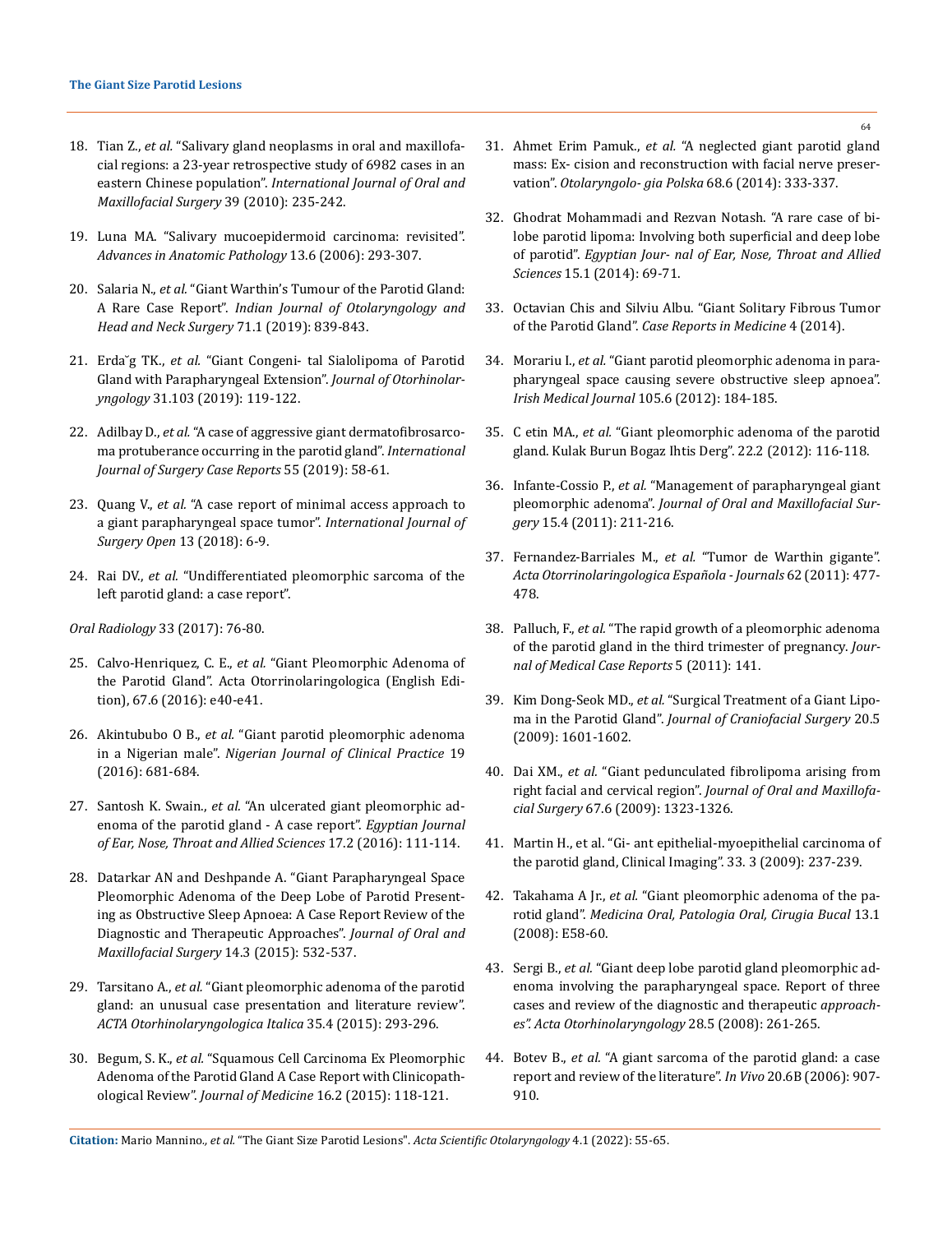18. Tian Z., *et al.* "Salivary gland neoplasms in oral and maxillofacial regions: a 23-year retrospective study of 6982 cases in an eastern Chinese population". *International Journal of Oral and Maxillofacial Surgery* 39 (2010): 235-242.

19. Luna MA. "Salivary mucoepidermoid carcinoma: revisited". *Advances in Anatomic Pathology* 13.6 (2006): 293-307.

20. Salaria N., *et al.* "Giant Warthin's Tumour of the Parotid Gland: A Rare Case Report". *Indian Journal of Otolaryngology and Head and Neck Surgery* 71.1 (2019): 839-843.

21. Erdağ TK., *et al.* "Giant Congeni- tal Sialolipoma of Parotid Gland with Parapharyngeal Extension". *Journal of Otorhinolaryngology* 31.103 (2019): 119-122.

22. Adilbay D., *et al.* "A case of aggressive giant dermatofibrosarcoma protuberance occurring in the parotid gland". *International Journal of Surgery Case Reports* 55 (2019): 58-61.

23. Quang V., *et al.* "A case report of minimal access approach to a giant parapharyngeal space tumor". *International Journal of Surgery Open* 13 (2018): 6-9.

24. Rai DV., *et al.* "Undifferentiated pleomorphic sarcoma of the left parotid gland: a case report".

*Oral Radiology* 33 (2017): 76-80.

25. Calvo-Henriquez, C. E., *et al.* "Giant Pleomorphic Adenoma of the Parotid Gland". Acta Otorrinolaringologica (English Edition), 67.6 (2016): e40-e41.

26. Akintububo O B., *et al.* "Giant parotid pleomorphic adenoma in a Nigerian male". *Nigerian Journal of Clinical Practice* 19 (2016): 681-684.

27. Santosh K. Swain., *et al.* "An ulcerated giant pleomorphic adenoma of the parotid gland - A case report". *Egyptian Journal of Ear, Nose, Throat and Allied Sciences* 17.2 (2016): 111-114.

28. Datarkar AN and Deshpande A. "Giant Parapharyngeal Space Pleomorphic Adenoma of the Deep Lobe of Parotid Presenting as Obstructive Sleep Apnoea: A Case Report Review of the Diagnostic and Therapeutic Approaches". *Journal of Oral and Maxillofacial Surgery* 14.3 (2015): 532-537.

29. Tarsitano A., *et al.* "Giant pleomorphic adenoma of the parotid gland: an unusual case presentation and literature review". *ACTA Otorhinolaryngologica Italica* 35.4 (2015): 293-296.

30. Begum, S. K., *et al.* "Squamous Cell Carcinoma Ex Pleomorphic Adenoma of the Parotid Gland A Case Report with Clinicopathological Review". *Journal of Medicine* 16.2 (2015): 118-121.

31. Ahmet Erim Pamuk., *et al.* "A neglected giant parotid gland mass: Ex- cision and reconstruction with facial nerve preservation". *Otolaryngolo- gia Polska* 68.6 (2014): 333-337.

32. Ghodrat Mohammadi and Rezvan Notash. "A rare case of bilobe parotid lipoma: Involving both superficial and deep lobe of parotid". *Egyptian Jour- nal of Ear, Nose, Throat and Allied Sciences* 15.1 (2014): 69-71.

33. Octavian Chis and Silviu Albu. "Giant Solitary Fibrous Tumor of the Parotid Gland". *Case Reports in Medicine* 4 (2014).

34. Morariu I., *et al.* "Giant parotid pleomorphic adenoma in parapharyngeal space causing severe obstructive sleep apnoea". *Irish Medical Journal* 105.6 (2012): 184-185.

35. C etin MA., *et al.* "Giant pleomorphic adenoma of the parotid gland. Kulak Burun Bogaz Ihtis Derg". 22.2 (2012): 116-118.

36. Infante-Cossio P., *et al.* "Management of parapharyngeal giant pleomorphic adenoma". *Journal of Oral and Maxillofacial Surgery* 15.4 (2011): 211-216.

37. Fernandez-Barriales M., *et al.* "Tumor de Warthin gigante". *Acta Otorrinolaringologica Española - Journals* 62 (2011): 477-478.

38. Palluch, F., *et al.* "The rapid growth of a pleomorphic adenoma of the parotid gland in the third trimester of pregnancy. *Journal of Medical Case Reports* 5 (2011): 141.

39. Kim Dong-Seok MD., *et al.* "Surgical Treatment of a Giant Lipoma in the Parotid Gland". *Journal of Craniofacial Surgery* 20.5 (2009): 1601-1602.

40. Dai XM., *et al.* "Giant pedunculated fibrolipoma arising from right facial and cervical region". *Journal of Oral and Maxillofacial Surgery* 67.6 (2009): 1323-1326.

41. Martin H., et al. "Gi- ant epithelial-myoepithelial carcinoma of the parotid gland, Clinical Imaging". 33. 3 (2009): 237-239.

42. Takahama A Jr., *et al.* "Giant pleomorphic adenoma of the parotid gland". *Medicina Oral, Patologia Oral, Cirugia Bucal* 13.1 (2008): E58-60.

43. Sergi B., *et al.* "Giant deep lobe parotid gland pleomorphic adenoma involving the parapharyngeal space. Report of three cases and review of the diagnostic and therapeutic *approaches". Acta Otorhinolaryngology* 28.5 (2008): 261-265.

44. Botev B., *et al.* "A giant sarcoma of the parotid gland: a case report and review of the literature". *In Vivo* 20.6B (2006): 907-910.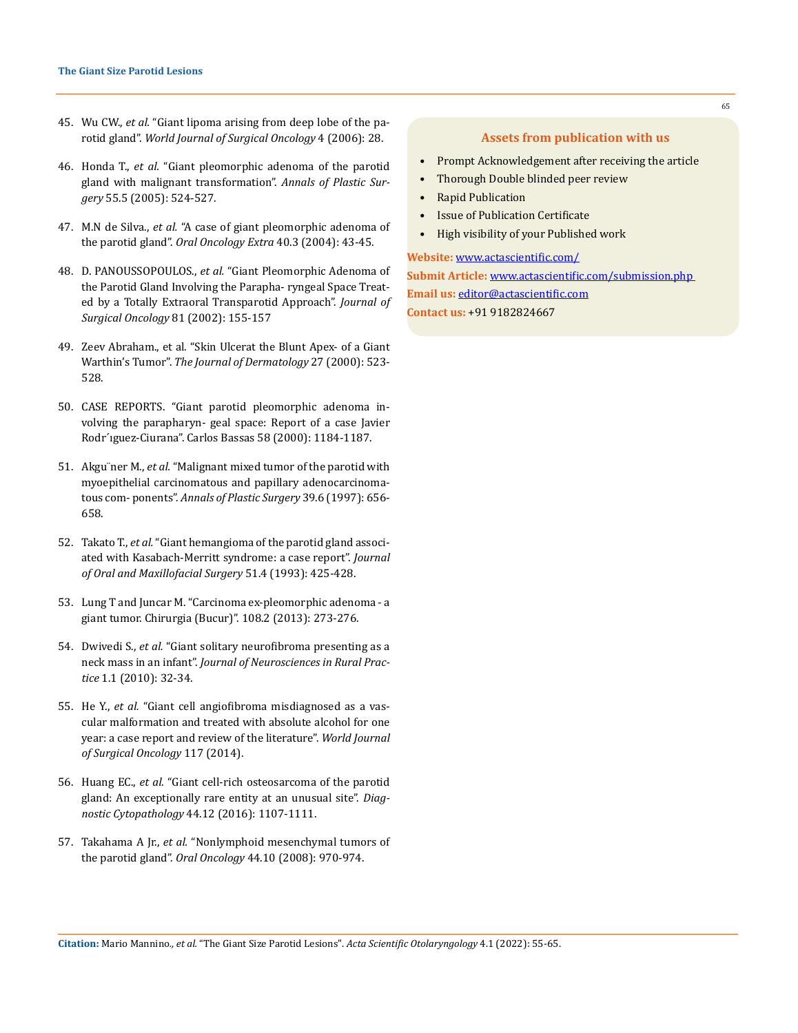45. Wu CW., *et al.* "Giant lipoma arising from deep lobe of the parotid gland". *World Journal of Surgical Oncology* 4 (2006): 28.

46. Honda T., *et al.* "Giant pleomorphic adenoma of the parotid gland with malignant transformation". *Annals of Plastic Surgery* 55.5 (2005): 524-527.

47. M.N de Silva., *et al.* "A case of giant pleomorphic adenoma of the parotid gland". *Oral Oncology Extra* 40.3 (2004): 43-45.

48. D. PANOUSSOPOULOS., *et al.* "Giant Pleomorphic Adenoma of the Parotid Gland Involving the Parapha- ryngeal Space Treated by a Totally Extraoral Transparotid Approach". *Journal of Surgical Oncology* 81 (2002): 155-157

49. Zeev Abraham., et al. "Skin Ulcerat the Blunt Apex- of a Giant Warthin's Tumor". *The Journal of Dermatology* 27 (2000): 523-528.

50. CASE REPORTS. "Giant parotid pleomorphic adenoma involving the parapharyn- geal space: Report of a case Javier Rodr´ıguez-Ciurana". Carlos Bassas 58 (2000): 1184-1187.

51. Akgu¨ner M., *et al.* "Malignant mixed tumor of the parotid with myoepithelial carcinomatous and papillary adenocarcinomatous com- ponents". *Annals of Plastic Surgery* 39.6 (1997): 656-658.

52. Takato T., *et al.* "Giant hemangioma of the parotid gland associated with Kasabach-Merritt syndrome: a case report". *Journal of Oral and Maxillofacial Surgery* 51.4 (1993): 425-428.

53. Lung T and Juncar M. "Carcinoma ex-pleomorphic adenoma - a giant tumor. Chirurgia (Bucur)". 108.2 (2013): 273-276.

54. Dwivedi S., *et al.* "Giant solitary neurofibroma presenting as a neck mass in an infant". *Journal of Neurosciences in Rural Practice* 1.1 (2010): 32-34.

55. He Y., *et al.* "Giant cell angiofibroma misdiagnosed as a vascular malformation and treated with absolute alcohol for one year: a case report and review of the literature". *World Journal of Surgical Oncology* 117 (2014).

56. Huang EC., *et al.* "Giant cell-rich osteosarcoma of the parotid gland: An exceptionally rare entity at an unusual site". *Diagnostic Cytopathology* 44.12 (2016): 1107-1111.

57. Takahama A Jr., *et al.* "Nonlymphoid mesenchymal tumors of the parotid gland". *Oral Oncology* 44.10 (2008): 970-974.

**Assets from publication with us**

- Prompt Acknowledgement after receiving the article
- Thorough Double blinded peer review
- Rapid Publication
- Issue of Publication Certificate
- High visibility of your Published work

**Website:** www.actascientific.com/

**Submit Article:** www.actascientific.com/submission.php

**Email us:** editor@actascientific.com

**Contact us:** +91 9182824667